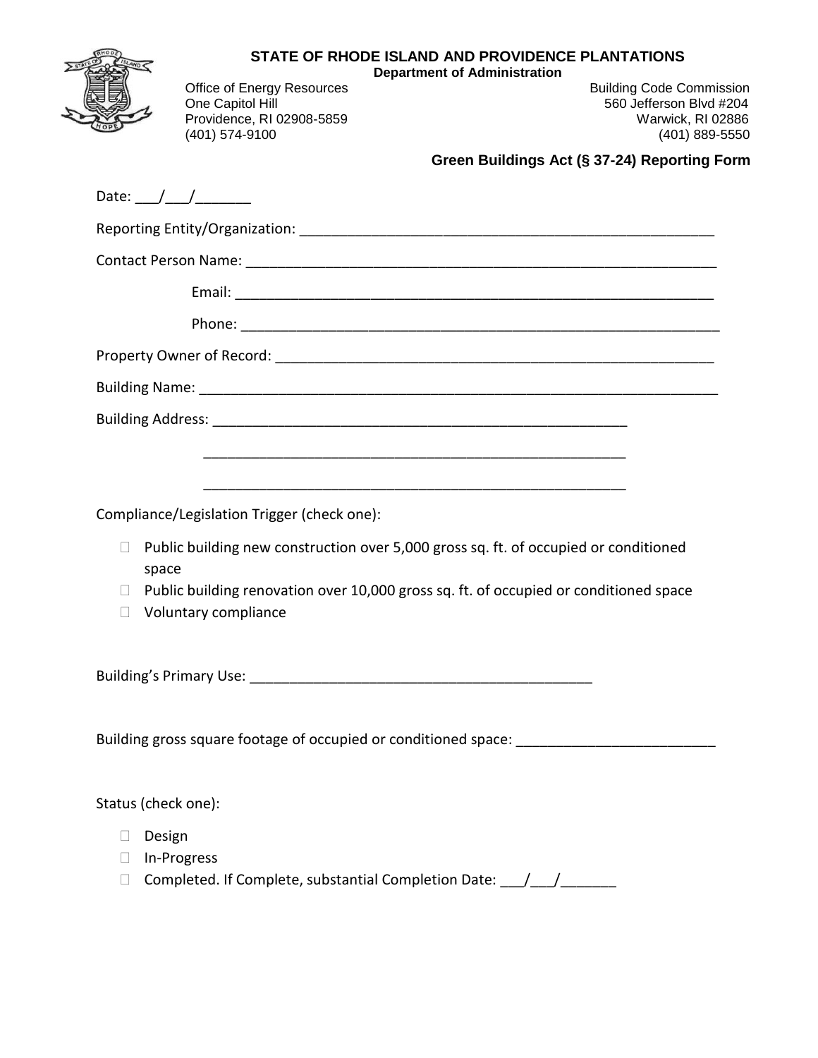**STATE OF RHODE ISLAND AND PROVIDENCE PLANTATIONS**
**Department of Administration**

Office of Energy Resources
One Capitol Hill
Providence, RI 02908-5859
(401) 574-9100

Building Code Commission
560 Jefferson Blvd #204
Warwick, RI 02886
(401) 889-5550

## Green Buildings Act (§ 37-24) Reporting Form

Date: ___/___/_______

Reporting Entity/Organization: ______________________________________________________

Contact Person Name: ______________________________________________________________

Email: ______________________________________________________________

Phone: ______________________________________________________________

Property Owner of Record: __________________________________________________________

Building Name: ___________________________________________________________________

Building Address: ______________________________________________________

______________________________________________________

______________________________________________________

Compliance/Legislation Trigger (check one):

- ☐ Public building new construction over 5,000 gross sq. ft. of occupied or conditioned space
- ☐ Public building renovation over 10,000 gross sq. ft. of occupied or conditioned space
- ☐ Voluntary compliance

Building's Primary Use: ___________________________________________

Building gross square footage of occupied or conditioned space: ________________________

Status (check one):

- ☐ Design
- ☐ In-Progress
- ☐ Completed. If Complete, substantial Completion Date: ___/___/_______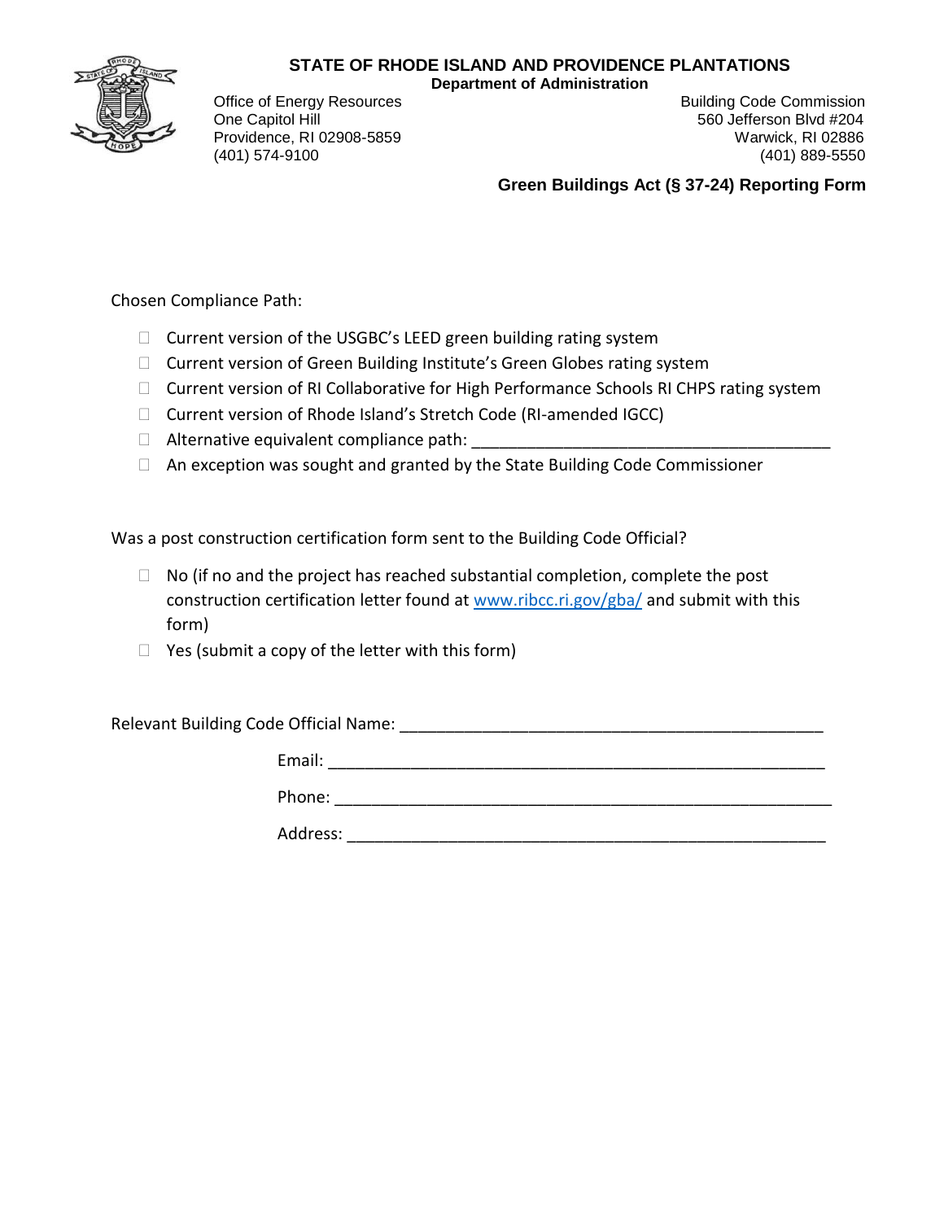**STATE OF RHODE ISLAND AND PROVIDENCE PLANTATIONS**
**Department of Administration**

Office of Energy Resources
One Capitol Hill
Providence, RI 02908-5859
(401) 574-9100

Building Code Commission
560 Jefferson Blvd #204
Warwick, RI 02886
(401) 889-5550

**Green Buildings Act (§ 37-24) Reporting Form**

Chosen Compliance Path:

- ☐ Current version of the USGBC's LEED green building rating system
- ☐ Current version of Green Building Institute's Green Globes rating system
- ☐ Current version of RI Collaborative for High Performance Schools RI CHPS rating system
- ☐ Current version of Rhode Island's Stretch Code (RI-amended IGCC)
- ☐ Alternative equivalent compliance path: ________________________________________
- ☐ An exception was sought and granted by the State Building Code Commissioner

Was a post construction certification form sent to the Building Code Official?

- ☐ No (if no and the project has reached substantial completion, complete the post construction certification letter found at [www.ribcc.ri.gov/gba/](http://www.ribcc.ri.gov/gba/) and submit with this form)
- ☐ Yes (submit a copy of the letter with this form)

Relevant Building Code Official Name: _______________________________________________

Email: _______________________________________________________

Phone: _______________________________________________________

Address: _____________________________________________________